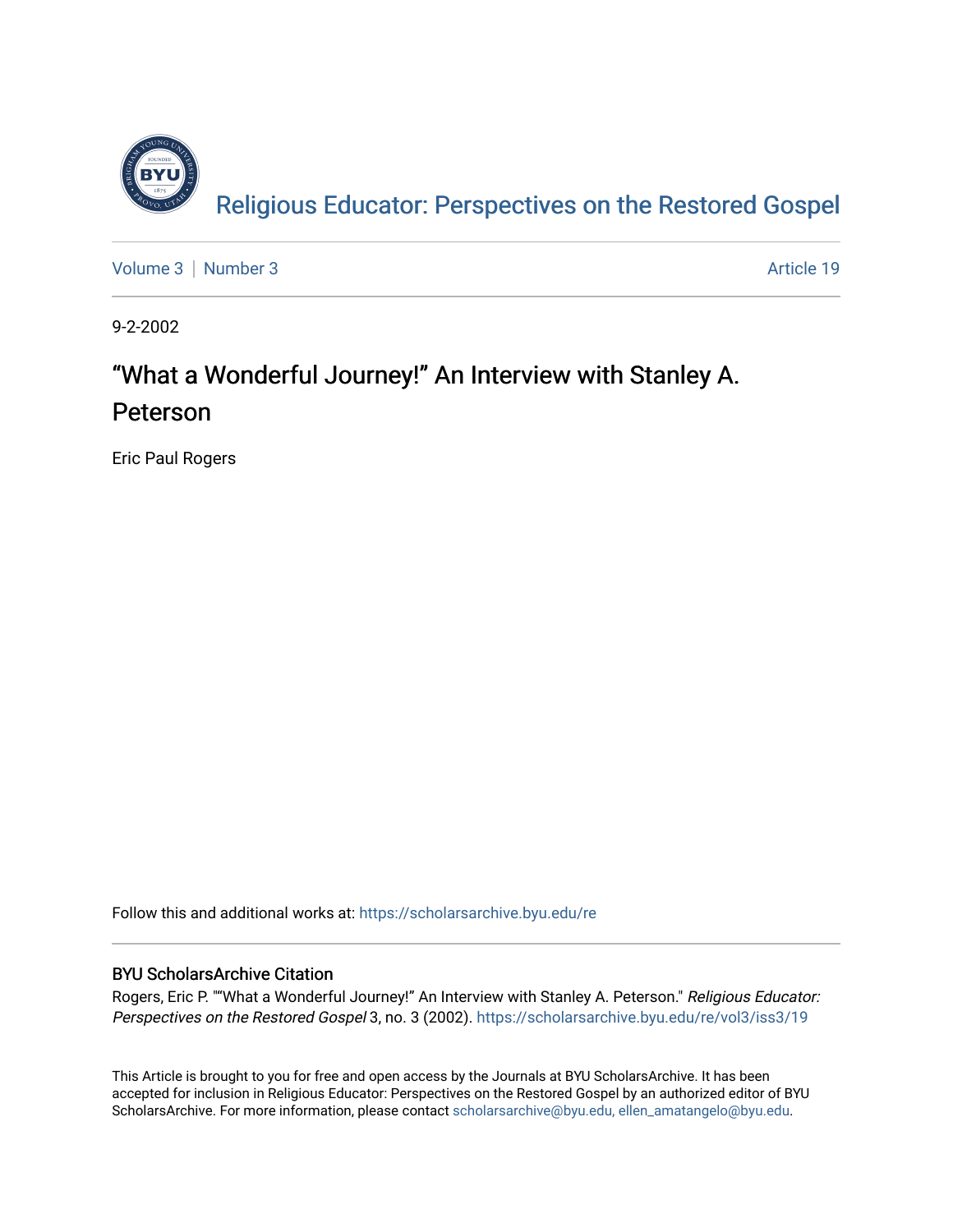# Religious Educator: Perspectives on the Restored Gospel

Volume 3 | Number 3 — Article 19

9-2-2002

## "What a Wonderful Journey!" An Interview with Stanley A. Peterson

Eric Paul Rogers

Follow this and additional works at: https://scholarsarchive.byu.edu/re

### BYU ScholarsArchive Citation

Rogers, Eric P. ""What a Wonderful Journey!" An Interview with Stanley A. Peterson." *Religious Educator: Perspectives on the Restored Gospel* 3, no. 3 (2002). https://scholarsarchive.byu.edu/re/vol3/iss3/19

This Article is brought to you for free and open access by the Journals at BYU ScholarsArchive. It has been accepted for inclusion in Religious Educator: Perspectives on the Restored Gospel by an authorized editor of BYU ScholarsArchive. For more information, please contact scholarsarchive@byu.edu, ellen_amatangelo@byu.edu.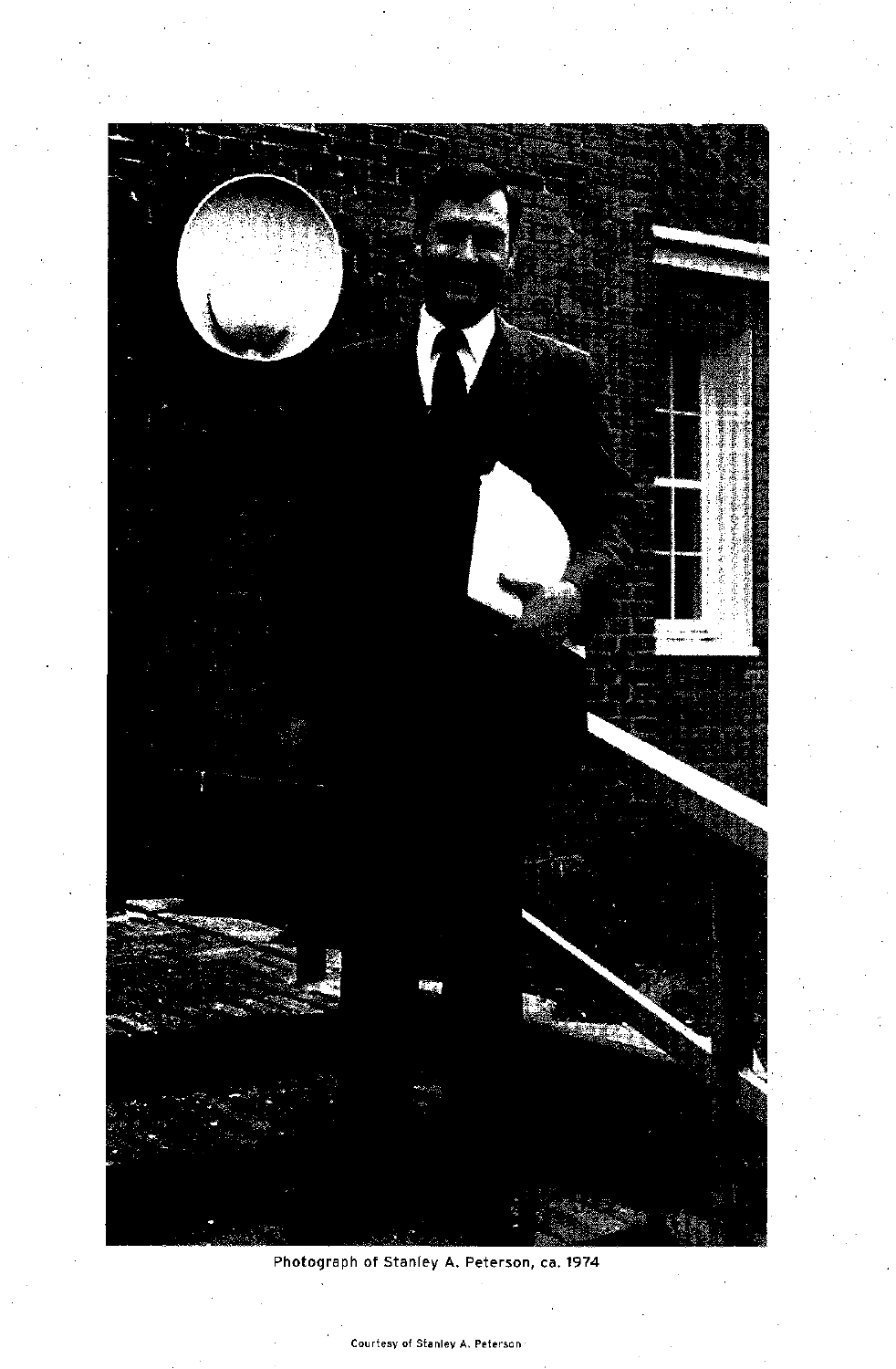Photograph of Stanley A. Peterson, ca. 1974

Courtesy of Stanley A. Peterson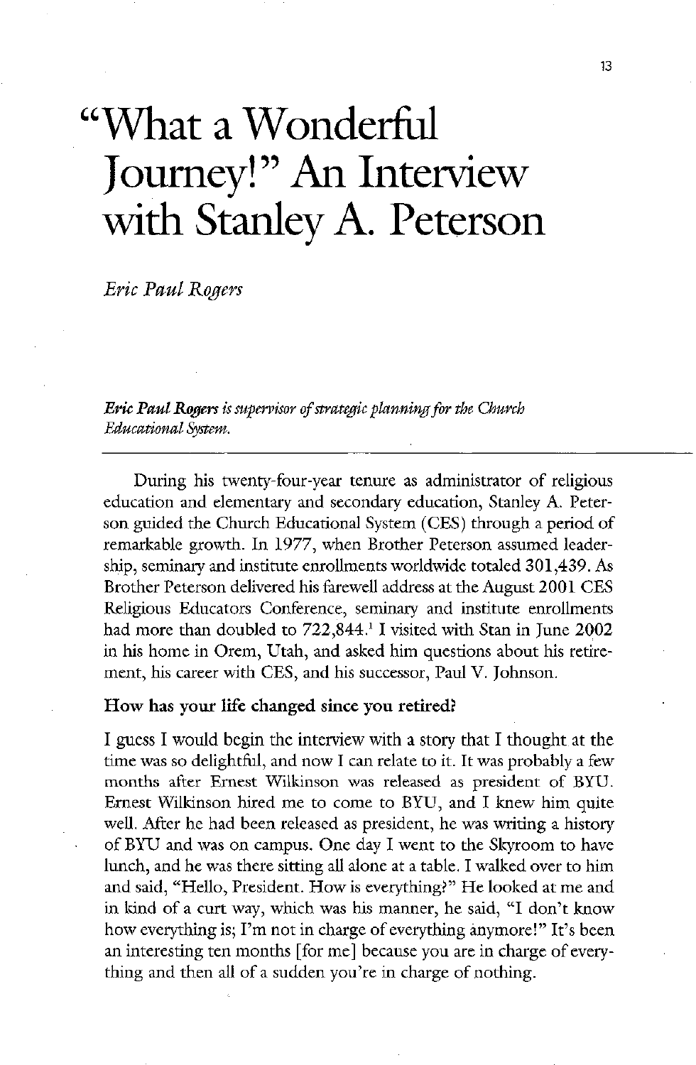# "What a Wonderful Journey!" An Interview with Stanley A. Peterson

*Eric Paul Rogers*

***Eric Paul Rogers** is supervisor of strategic planning for the Church Educational System.*

---

During his twenty-four-year tenure as administrator of religious education and elementary and secondary education, Stanley A. Peterson guided the Church Educational System (CES) through a period of remarkable growth. In 1977, when Brother Peterson assumed leadership, seminary and institute enrollments worldwide totaled 301,439. As Brother Peterson delivered his farewell address at the August 2001 CES Religious Educators Conference, seminary and institute enrollments had more than doubled to 722,844.[1] I visited with Stan in June 2002 in his home in Orem, Utah, and asked him questions about his retirement, his career with CES, and his successor, Paul V. Johnson.

**How has your life changed since you retired?**

I guess I would begin the interview with a story that I thought at the time was so delightful, and now I can relate to it. It was probably a few months after Ernest Wilkinson was released as president of BYU. Ernest Wilkinson hired me to come to BYU, and I knew him quite well. After he had been released as president, he was writing a history of BYU and was on campus. One day I went to the Skyroom to have lunch, and he was there sitting all alone at a table. I walked over to him and said, "Hello, President. How is everything?" He looked at me and in kind of a curt way, which was his manner, he said, "I don't know how everything is; I'm not in charge of everything anymore!" It's been an interesting ten months [for me] because you are in charge of everything and then all of a sudden you're in charge of nothing.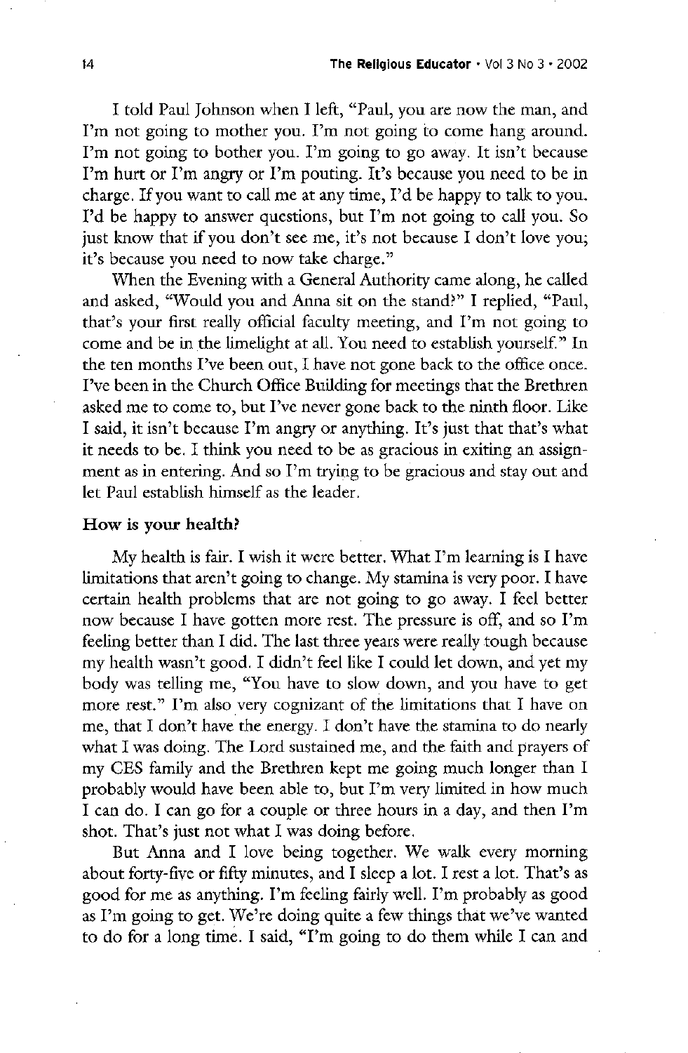I told Paul Johnson when I left, "Paul, you are now the man, and I'm not going to mother you. I'm not going to come hang around. I'm not going to bother you. I'm going to go away. It isn't because I'm hurt or I'm angry or I'm pouting. It's because you need to be in charge. If you want to call me at any time, I'd be happy to talk to you. I'd be happy to answer questions, but I'm not going to call you. So just know that if you don't see me, it's not because I don't love you; it's because you need to now take charge."

When the Evening with a General Authority came along, he called and asked, "Would you and Anna sit on the stand?" I replied, "Paul, that's your first really official faculty meeting, and I'm not going to come and be in the limelight at all. You need to establish yourself." In the ten months I've been out, I have not gone back to the office once. I've been in the Church Office Building for meetings that the Brethren asked me to come to, but I've never gone back to the ninth floor. Like I said, it isn't because I'm angry or anything. It's just that that's what it needs to be. I think you need to be as gracious in exiting an assignment as in entering. And so I'm trying to be gracious and stay out and let Paul establish himself as the leader.

**How is your health?**

My health is fair. I wish it were better. What I'm learning is I have limitations that aren't going to change. My stamina is very poor. I have certain health problems that are not going to go away. I feel better now because I have gotten more rest. The pressure is off, and so I'm feeling better than I did. The last three years were really tough because my health wasn't good. I didn't feel like I could let down, and yet my body was telling me, "You have to slow down, and you have to get more rest." I'm also very cognizant of the limitations that I have on me, that I don't have the energy. I don't have the stamina to do nearly what I was doing. The Lord sustained me, and the faith and prayers of my CES family and the Brethren kept me going much longer than I probably would have been able to, but I'm very limited in how much I can do. I can go for a couple or three hours in a day, and then I'm shot. That's just not what I was doing before.

But Anna and I love being together. We walk every morning about forty-five or fifty minutes, and I sleep a lot. I rest a lot. That's as good for me as anything. I'm feeling fairly well. I'm probably as good as I'm going to get. We're doing quite a few things that we've wanted to do for a long time. I said, "I'm going to do them while I can and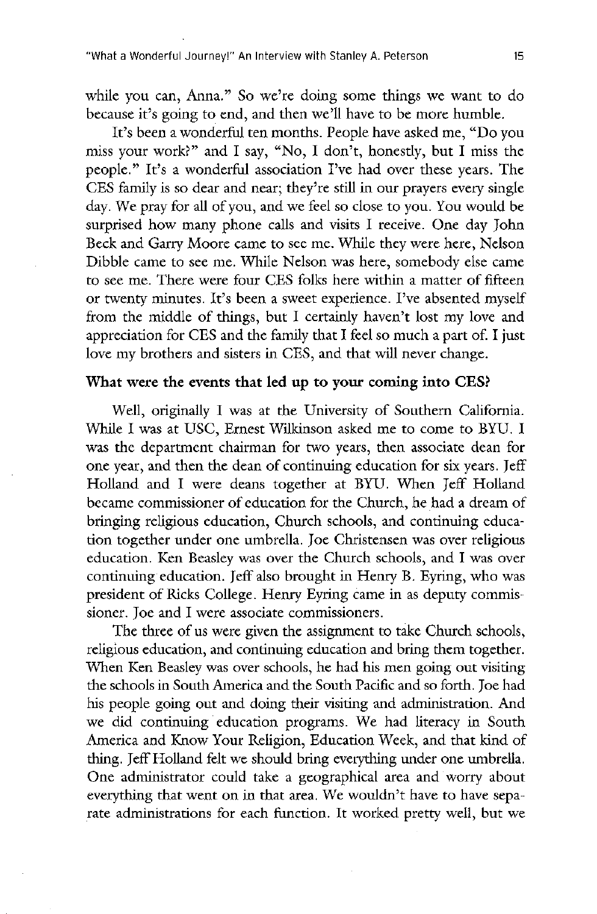while you can, Anna." So we're doing some things we want to do because it's going to end, and then we'll have to be more humble.

It's been a wonderful ten months. People have asked me, "Do you miss your work?" and I say, "No, I don't, honestly, but I miss the people." It's a wonderful association I've had over these years. The CES family is so dear and near; they're still in our prayers every single day. We pray for all of you, and we feel so close to you. You would be surprised how many phone calls and visits I receive. One day John Beck and Garry Moore came to see me. While they were here, Nelson Dibble came to see me. While Nelson was here, somebody else came to see me. There were four CES folks here within a matter of fifteen or twenty minutes. It's been a sweet experience. I've absented myself from the middle of things, but I certainly haven't lost my love and appreciation for CES and the family that I feel so much a part of. I just love my brothers and sisters in CES, and that will never change.

**What were the events that led up to your coming into CES?**

Well, originally I was at the University of Southern California. While I was at USC, Ernest Wilkinson asked me to come to BYU. I was the department chairman for two years, then associate dean for one year, and then the dean of continuing education for six years. Jeff Holland and I were deans together at BYU. When Jeff Holland became commissioner of education for the Church, he had a dream of bringing religious education, Church schools, and continuing education together under one umbrella. Joe Christensen was over religious education. Ken Beasley was over the Church schools, and I was over continuing education. Jeff also brought in Henry B. Eyring, who was president of Ricks College. Henry Eyring came in as deputy commissioner. Joe and I were associate commissioners.

The three of us were given the assignment to take Church schools, religious education, and continuing education and bring them together. When Ken Beasley was over schools, he had his men going out visiting the schools in South America and the South Pacific and so forth. Joe had his people going out and doing their visiting and administration. And we did continuing education programs. We had literacy in South America and Know Your Religion, Education Week, and that kind of thing. Jeff Holland felt we should bring everything under one umbrella. One administrator could take a geographical area and worry about everything that went on in that area. We wouldn't have to have separate administrations for each function. It worked pretty well, but we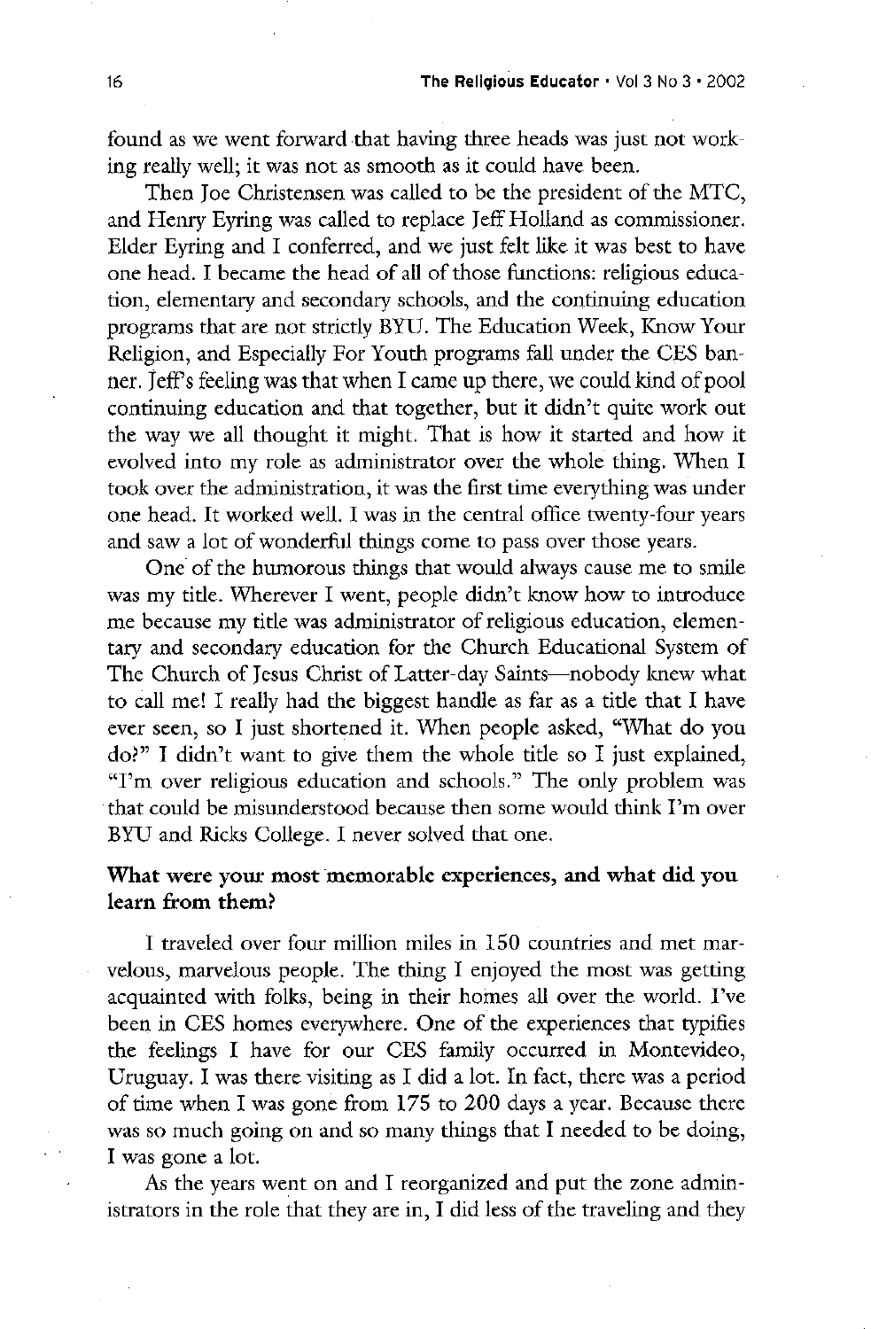found as we went forward that having three heads was just not working really well; it was not as smooth as it could have been.

Then Joe Christensen was called to be the president of the MTC, and Henry Eyring was called to replace Jeff Holland as commissioner. Elder Eyring and I conferred, and we just felt like it was best to have one head. I became the head of all of those functions: religious education, elementary and secondary schools, and the continuing education programs that are not strictly BYU. The Education Week, Know Your Religion, and Especially For Youth programs fall under the CES banner. Jeff's feeling was that when I came up there, we could kind of pool continuing education and that together, but it didn't quite work out the way we all thought it might. That is how it started and how it evolved into my role as administrator over the whole thing. When I took over the administration, it was the first time everything was under one head. It worked well. I was in the central office twenty-four years and saw a lot of wonderful things come to pass over those years.

One of the humorous things that would always cause me to smile was my title. Wherever I went, people didn't know how to introduce me because my title was administrator of religious education, elementary and secondary education for the Church Educational System of The Church of Jesus Christ of Latter-day Saints—nobody knew what to call me! I really had the biggest handle as far as a title that I have ever seen, so I just shortened it. When people asked, "What do you do?" I didn't want to give them the whole title so I just explained, "I'm over religious education and schools." The only problem was that could be misunderstood because then some would think I'm over BYU and Ricks College. I never solved that one.

**What were your most memorable experiences, and what did you learn from them?**

I traveled over four million miles in 150 countries and met marvelous, marvelous people. The thing I enjoyed the most was getting acquainted with folks, being in their homes all over the world. I've been in CES homes everywhere. One of the experiences that typifies the feelings I have for our CES family occurred in Montevideo, Uruguay. I was there visiting as I did a lot. In fact, there was a period of time when I was gone from 175 to 200 days a year. Because there was so much going on and so many things that I needed to be doing, I was gone a lot.

As the years went on and I reorganized and put the zone administrators in the role that they are in, I did less of the traveling and they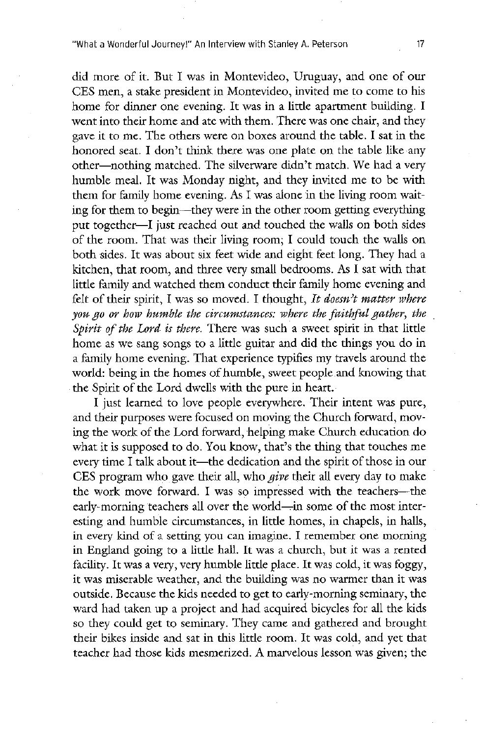did more of it. But I was in Montevideo, Uruguay, and one of our CES men, a stake president in Montevideo, invited me to come to his home for dinner one evening. It was in a little apartment building. I went into their home and ate with them. There was one chair, and they gave it to me. The others were on boxes around the table. I sat in the honored seat. I don't think there was one plate on the table like any other—nothing matched. The silverware didn't match. We had a very humble meal. It was Monday night, and they invited me to be with them for family home evening. As I was alone in the living room waiting for them to begin—they were in the other room getting everything put together—I just reached out and touched the walls on both sides of the room. That was their living room; I could touch the walls on both sides. It was about six feet wide and eight feet long. They had a kitchen, that room, and three very small bedrooms. As I sat with that little family and watched them conduct their family home evening and felt of their spirit, I was so moved. I thought, *It doesn't matter where you go or how humble the circumstances: where the faithful gather, the Spirit of the Lord is there.* There was such a sweet spirit in that little home as we sang songs to a little guitar and did the things you do in a family home evening. That experience typifies my travels around the world: being in the homes of humble, sweet people and knowing that the Spirit of the Lord dwells with the pure in heart.

I just learned to love people everywhere. Their intent was pure, and their purposes were focused on moving the Church forward, moving the work of the Lord forward, helping make Church education do what it is supposed to do. You know, that's the thing that touches me every time I talk about it—the dedication and the spirit of those in our CES program who gave their all, who *give* their all every day to make the work move forward. I was so impressed with the teachers—the early-morning teachers all over the world—in some of the most interesting and humble circumstances, in little homes, in chapels, in halls, in every kind of a setting you can imagine. I remember one morning in England going to a little hall. It was a church, but it was a rented facility. It was a very, very humble little place. It was cold, it was foggy, it was miserable weather, and the building was no warmer than it was outside. Because the kids needed to get to early-morning seminary, the ward had taken up a project and had acquired bicycles for all the kids so they could get to seminary. They came and gathered and brought their bikes inside and sat in this little room. It was cold, and yet that teacher had those kids mesmerized. A marvelous lesson was given; the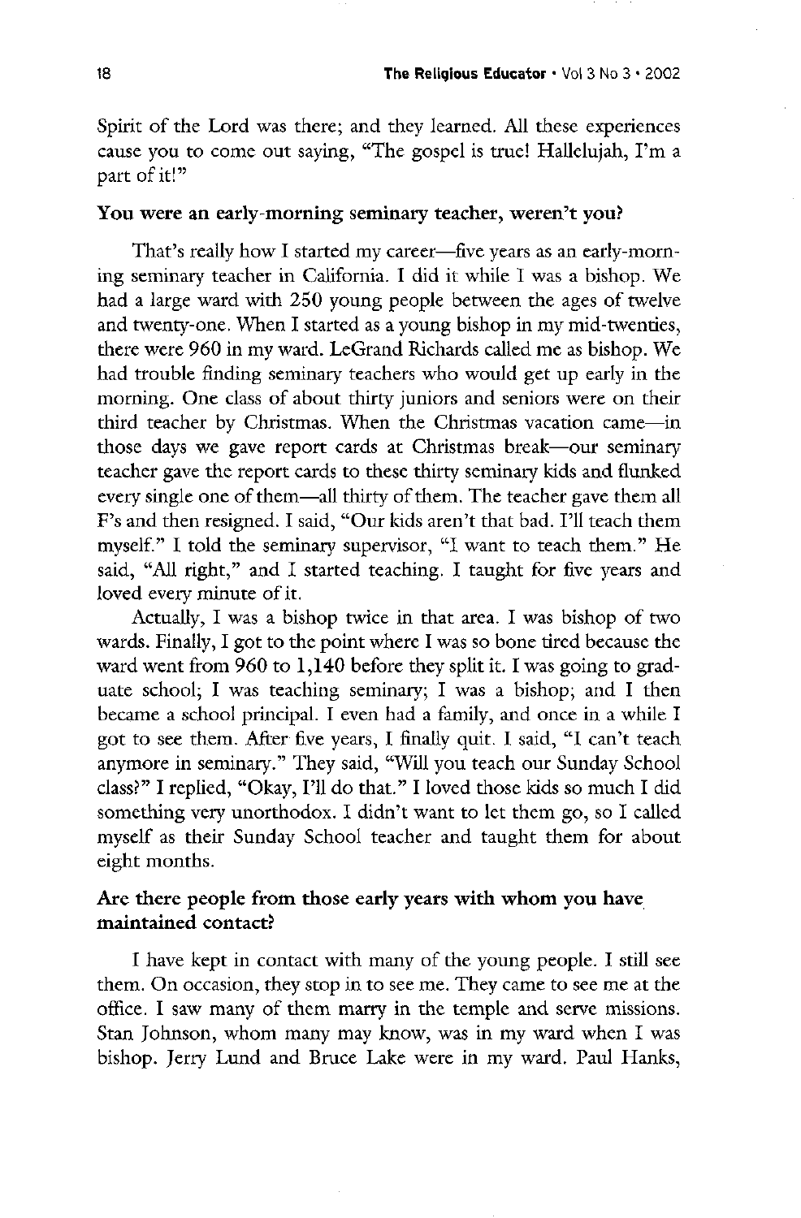Spirit of the Lord was there; and they learned. All these experiences cause you to come out saying, "The gospel is true! Hallelujah, I'm a part of it!"

**You were an early-morning seminary teacher, weren't you?**

That's really how I started my career—five years as an early-morning seminary teacher in California. I did it while I was a bishop. We had a large ward with 250 young people between the ages of twelve and twenty-one. When I started as a young bishop in my mid-twenties, there were 960 in my ward. LeGrand Richards called me as bishop. We had trouble finding seminary teachers who would get up early in the morning. One class of about thirty juniors and seniors were on their third teacher by Christmas. When the Christmas vacation came—in those days we gave report cards at Christmas break—our seminary teacher gave the report cards to these thirty seminary kids and flunked every single one of them—all thirty of them. The teacher gave them all F's and then resigned. I said, "Our kids aren't that bad. I'll teach them myself." I told the seminary supervisor, "I want to teach them." He said, "All right," and I started teaching. I taught for five years and loved every minute of it.

Actually, I was a bishop twice in that area. I was bishop of two wards. Finally, I got to the point where I was so bone tired because the ward went from 960 to 1,140 before they split it. I was going to graduate school; I was teaching seminary; I was a bishop; and I then became a school principal. I even had a family, and once in a while I got to see them. After five years, I finally quit. I said, "I can't teach anymore in seminary." They said, "Will you teach our Sunday School class?" I replied, "Okay, I'll do that." I loved those kids so much I did something very unorthodox. I didn't want to let them go, so I called myself as their Sunday School teacher and taught them for about eight months.

**Are there people from those early years with whom you have maintained contact?**

I have kept in contact with many of the young people. I still see them. On occasion, they stop in to see me. They came to see me at the office. I saw many of them marry in the temple and serve missions. Stan Johnson, whom many may know, was in my ward when I was bishop. Jerry Lund and Bruce Lake were in my ward. Paul Hanks,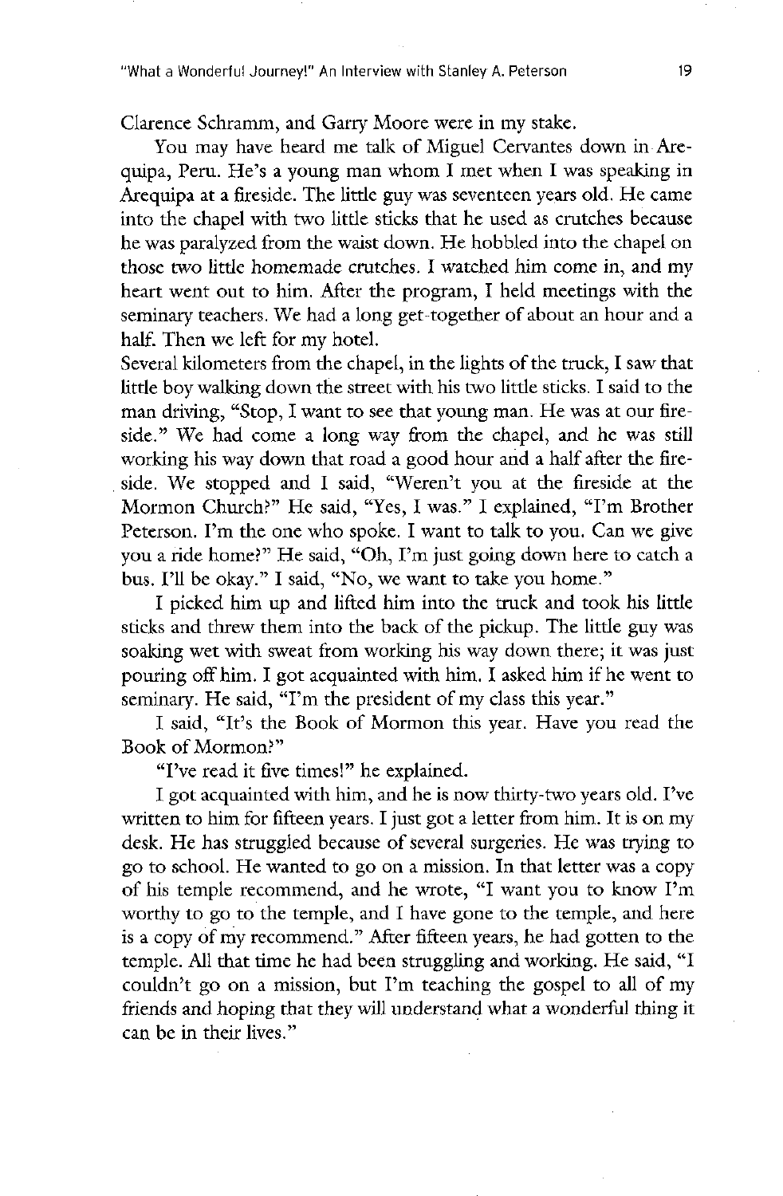Clarence Schramm, and Garry Moore were in my stake.

You may have heard me talk of Miguel Cervantes down in Arequipa, Peru. He's a young man whom I met when I was speaking in Arequipa at a fireside. The little guy was seventeen years old. He came into the chapel with two little sticks that he used as crutches because he was paralyzed from the waist down. He hobbled into the chapel on those two little homemade crutches. I watched him come in, and my heart went out to him. After the program, I held meetings with the seminary teachers. We had a long get-together of about an hour and a half. Then we left for my hotel.

Several kilometers from the chapel, in the lights of the truck, I saw that little boy walking down the street with his two little sticks. I said to the man driving, "Stop, I want to see that young man. He was at our fireside." We had come a long way from the chapel, and he was still working his way down that road a good hour and a half after the fireside. We stopped and I said, "Weren't you at the fireside at the Mormon Church?" He said, "Yes, I was." I explained, "I'm Brother Peterson. I'm the one who spoke. I want to talk to you. Can we give you a ride home?" He said, "Oh, I'm just going down here to catch a bus. I'll be okay." I said, "No, we want to take you home."

I picked him up and lifted him into the truck and took his little sticks and threw them into the back of the pickup. The little guy was soaking wet with sweat from working his way down there; it was just pouring off him. I got acquainted with him. I asked him if he went to seminary. He said, "I'm the president of my class this year."

I said, "It's the Book of Mormon this year. Have you read the Book of Mormon?"

"I've read it five times!" he explained.

I got acquainted with him, and he is now thirty-two years old. I've written to him for fifteen years. I just got a letter from him. It is on my desk. He has struggled because of several surgeries. He was trying to go to school. He wanted to go on a mission. In that letter was a copy of his temple recommend, and he wrote, "I want you to know I'm worthy to go to the temple, and I have gone to the temple, and here is a copy of my recommend." After fifteen years, he had gotten to the temple. All that time he had been struggling and working. He said, "I couldn't go on a mission, but I'm teaching the gospel to all of my friends and hoping that they will understand what a wonderful thing it can be in their lives."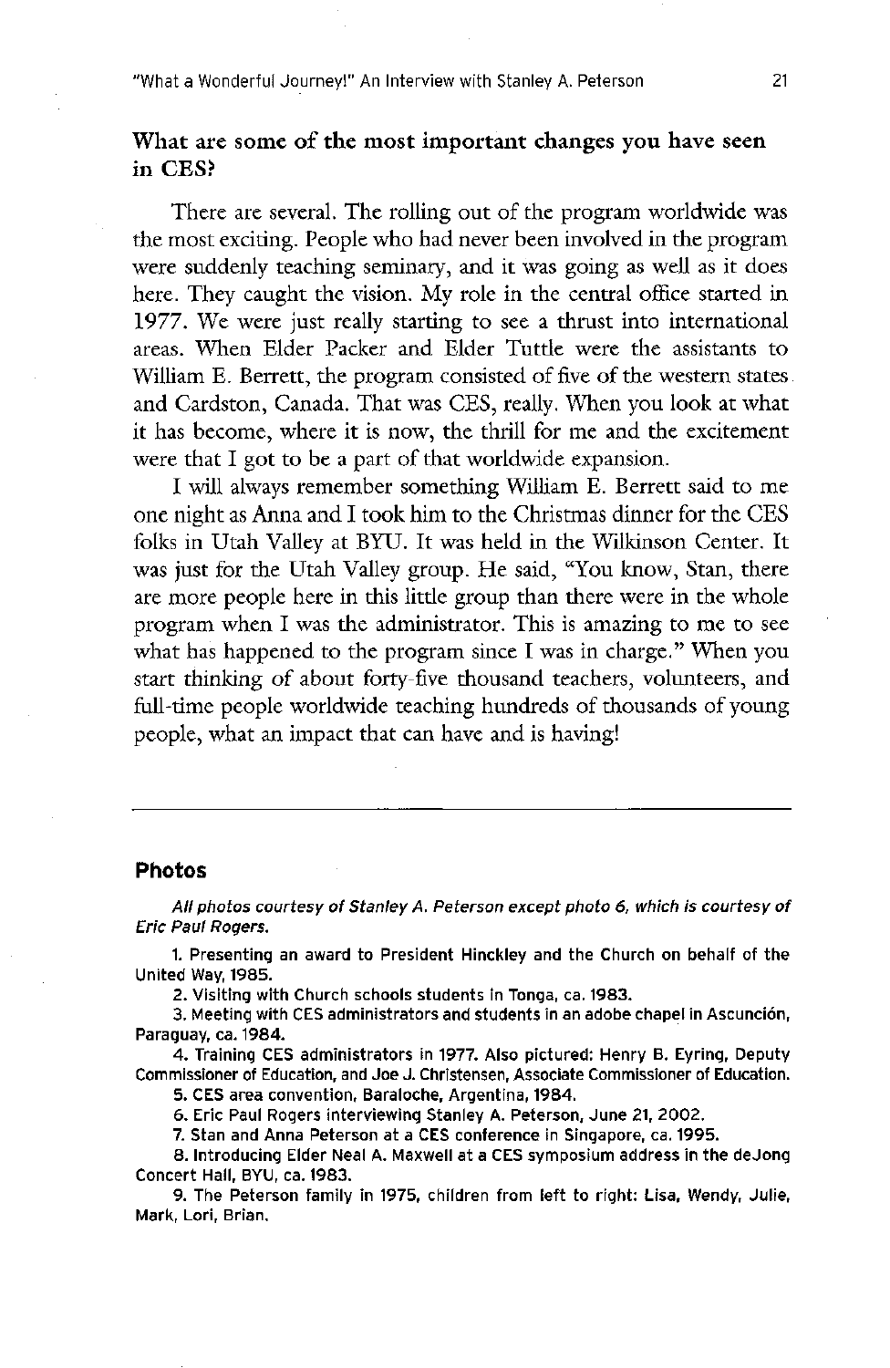## What are some of the most important changes you have seen in CES?

There are several. The rolling out of the program worldwide was the most exciting. People who had never been involved in the program were suddenly teaching seminary, and it was going as well as it does here. They caught the vision. My role in the central office started in 1977. We were just really starting to see a thrust into international areas. When Elder Packer and Elder Tuttle were the assistants to William E. Berrett, the program consisted of five of the western states and Cardston, Canada. That was CES, really. When you look at what it has become, where it is now, the thrill for me and the excitement were that I got to be a part of that worldwide expansion.

I will always remember something William E. Berrett said to me one night as Anna and I took him to the Christmas dinner for the CES folks in Utah Valley at BYU. It was held in the Wilkinson Center. It was just for the Utah Valley group. He said, "You know, Stan, there are more people here in this little group than there were in the whole program when I was the administrator. This is amazing to me to see what has happened to the program since I was in charge." When you start thinking of about forty-five thousand teachers, volunteers, and full-time people worldwide teaching hundreds of thousands of young people, what an impact that can have and is having!

---

### Photos

*All photos courtesy of Stanley A. Peterson except photo 6, which is courtesy of Eric Paul Rogers.*

1. Presenting an award to President Hinckley and the Church on behalf of the United Way, 1985.
2. Visiting with Church schools students in Tonga, ca. 1983.
3. Meeting with CES administrators and students in an adobe chapel in Asunción, Paraguay, ca. 1984.
4. Training CES administrators in 1977. Also pictured: Henry B. Eyring, Deputy Commissioner of Education, and Joe J. Christensen, Associate Commissioner of Education.
5. CES area convention, Baraloche, Argentina, 1984.
6. Eric Paul Rogers interviewing Stanley A. Peterson, June 21, 2002.
7. Stan and Anna Peterson at a CES conference in Singapore, ca. 1995.
8. Introducing Elder Neal A. Maxwell at a CES symposium address in the deJong Concert Hall, BYU, ca. 1983.
9. The Peterson family in 1975, children from left to right: Lisa, Wendy, Julie, Mark, Lori, Brian.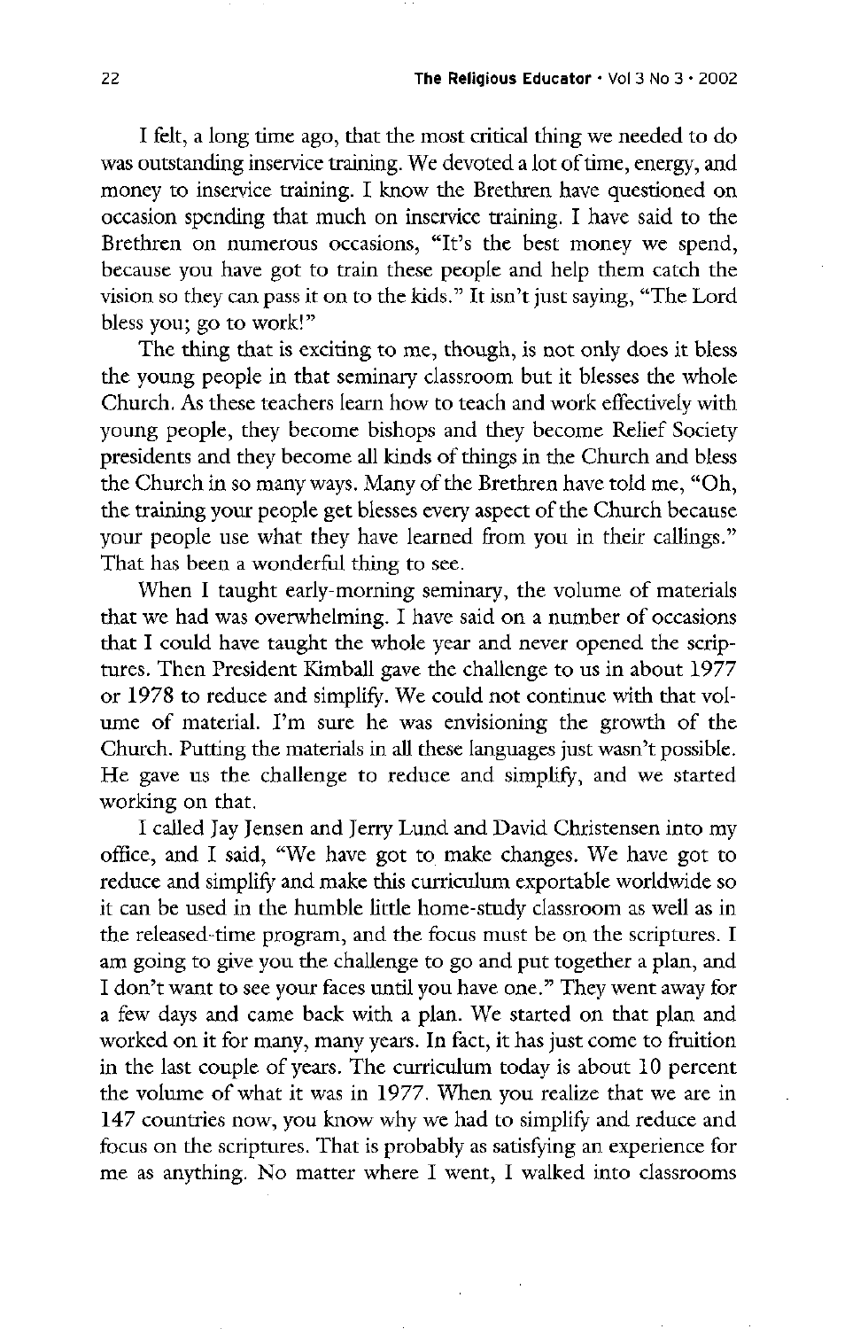I felt, a long time ago, that the most critical thing we needed to do was outstanding inservice training. We devoted a lot of time, energy, and money to inservice training. I know the Brethren have questioned on occasion spending that much on inservice training. I have said to the Brethren on numerous occasions, "It's the best money we spend, because you have got to train these people and help them catch the vision so they can pass it on to the kids." It isn't just saying, "The Lord bless you; go to work!"

The thing that is exciting to me, though, is not only does it bless the young people in that seminary classroom but it blesses the whole Church. As these teachers learn how to teach and work effectively with young people, they become bishops and they become Relief Society presidents and they become all kinds of things in the Church and bless the Church in so many ways. Many of the Brethren have told me, "Oh, the training your people get blesses every aspect of the Church because your people use what they have learned from you in their callings." That has been a wonderful thing to see.

When I taught early-morning seminary, the volume of materials that we had was overwhelming. I have said on a number of occasions that I could have taught the whole year and never opened the scriptures. Then President Kimball gave the challenge to us in about 1977 or 1978 to reduce and simplify. We could not continue with that volume of material. I'm sure he was envisioning the growth of the Church. Putting the materials in all these languages just wasn't possible. He gave us the challenge to reduce and simplify, and we started working on that.

I called Jay Jensen and Jerry Lund and David Christensen into my office, and I said, "We have got to make changes. We have got to reduce and simplify and make this curriculum exportable worldwide so it can be used in the humble little home-study classroom as well as in the released-time program, and the focus must be on the scriptures. I am going to give you the challenge to go and put together a plan, and I don't want to see your faces until you have one." They went away for a few days and came back with a plan. We started on that plan and worked on it for many, many years. In fact, it has just come to fruition in the last couple of years. The curriculum today is about 10 percent the volume of what it was in 1977. When you realize that we are in 147 countries now, you know why we had to simplify and reduce and focus on the scriptures. That is probably as satisfying an experience for me as anything. No matter where I went, I walked into classrooms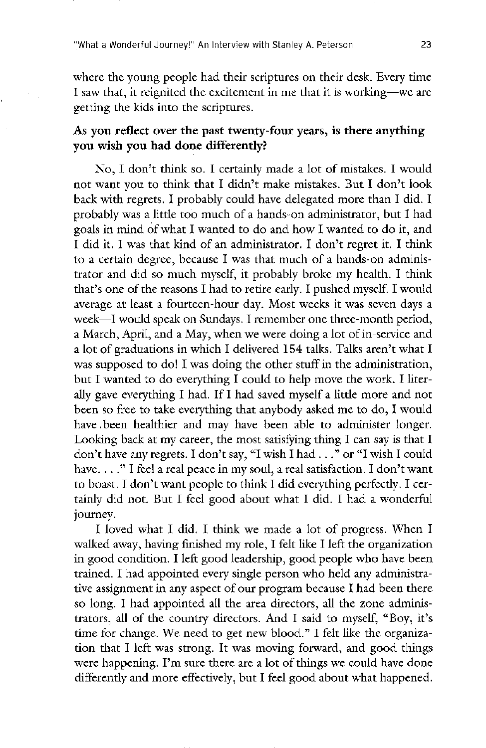where the young people had their scriptures on their desk. Every time I saw that, it reignited the excitement in me that it is working—we are getting the kids into the scriptures.

**As you reflect over the past twenty-four years, is there anything you wish you had done differently?**

No, I don't think so. I certainly made a lot of mistakes. I would not want you to think that I didn't make mistakes. But I don't look back with regrets. I probably could have delegated more than I did. I probably was a little too much of a hands-on administrator, but I had goals in mind of what I wanted to do and how I wanted to do it, and I did it. I was that kind of an administrator. I don't regret it. I think to a certain degree, because I was that much of a hands-on administrator and did so much myself, it probably broke my health. I think that's one of the reasons I had to retire early. I pushed myself. I would average at least a fourteen-hour day. Most weeks it was seven days a week—I would speak on Sundays. I remember one three-month period, a March, April, and a May, when we were doing a lot of in-service and a lot of graduations in which I delivered 154 talks. Talks aren't what I was supposed to do! I was doing the other stuff in the administration, but I wanted to do everything I could to help move the work. I literally gave everything I had. If I had saved myself a little more and not been so free to take everything that anybody asked me to do, I would have been healthier and may have been able to administer longer. Looking back at my career, the most satisfying thing I can say is that I don't have any regrets. I don't say, "I wish I had . . ." or "I wish I could have. . . ." I feel a real peace in my soul, a real satisfaction. I don't want to boast. I don't want people to think I did everything perfectly. I certainly did not. But I feel good about what I did. I had a wonderful journey.

I loved what I did. I think we made a lot of progress. When I walked away, having finished my role, I felt like I left the organization in good condition. I left good leadership, good people who have been trained. I had appointed every single person who held any administrative assignment in any aspect of our program because I had been there so long. I had appointed all the area directors, all the zone administrators, all of the country directors. And I said to myself, "Boy, it's time for change. We need to get new blood." I felt like the organization that I left was strong. It was moving forward, and good things were happening. I'm sure there are a lot of things we could have done differently and more effectively, but I feel good about what happened.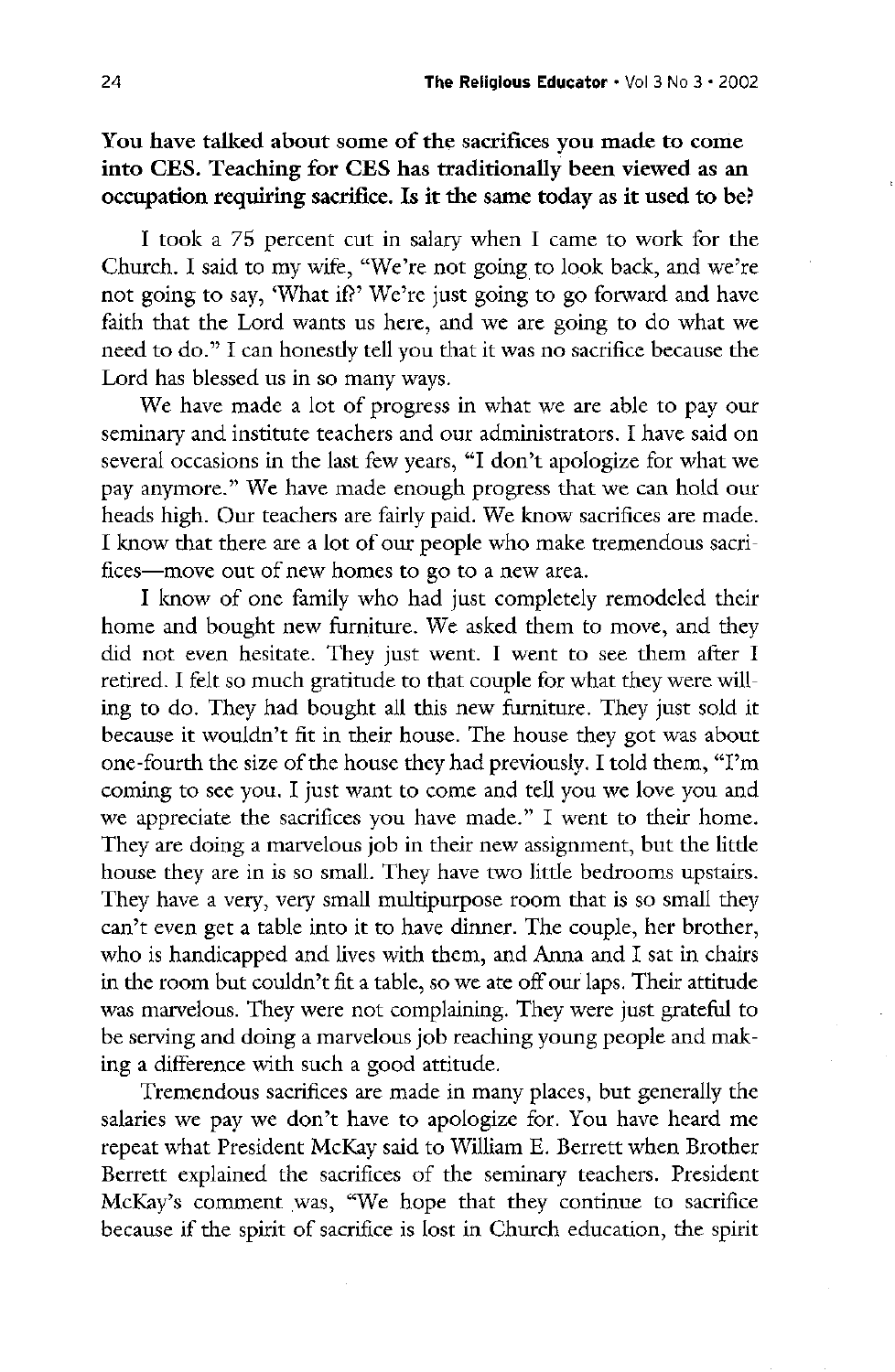**You have talked about some of the sacrifices you made to come into CES. Teaching for CES has traditionally been viewed as an occupation requiring sacrifice. Is it the same today as it used to be?**

I took a 75 percent cut in salary when I came to work for the Church. I said to my wife, "We're not going to look back, and we're not going to say, 'What if?' We're just going to go forward and have faith that the Lord wants us here, and we are going to do what we need to do." I can honestly tell you that it was no sacrifice because the Lord has blessed us in so many ways.

We have made a lot of progress in what we are able to pay our seminary and institute teachers and our administrators. I have said on several occasions in the last few years, "I don't apologize for what we pay anymore." We have made enough progress that we can hold our heads high. Our teachers are fairly paid. We know sacrifices are made. I know that there are a lot of our people who make tremendous sacrifices—move out of new homes to go to a new area.

I know of one family who had just completely remodeled their home and bought new furniture. We asked them to move, and they did not even hesitate. They just went. I went to see them after I retired. I felt so much gratitude to that couple for what they were willing to do. They had bought all this new furniture. They just sold it because it wouldn't fit in their house. The house they got was about one-fourth the size of the house they had previously. I told them, "I'm coming to see you. I just want to come and tell you we love you and we appreciate the sacrifices you have made." I went to their home. They are doing a marvelous job in their new assignment, but the little house they are in is so small. They have two little bedrooms upstairs. They have a very, very small multipurpose room that is so small they can't even get a table into it to have dinner. The couple, her brother, who is handicapped and lives with them, and Anna and I sat in chairs in the room but couldn't fit a table, so we ate off our laps. Their attitude was marvelous. They were not complaining. They were just grateful to be serving and doing a marvelous job reaching young people and making a difference with such a good attitude.

Tremendous sacrifices are made in many places, but generally the salaries we pay we don't have to apologize for. You have heard me repeat what President McKay said to William E. Berrett when Brother Berrett explained the sacrifices of the seminary teachers. President McKay's comment was, "We hope that they continue to sacrifice because if the spirit of sacrifice is lost in Church education, the spirit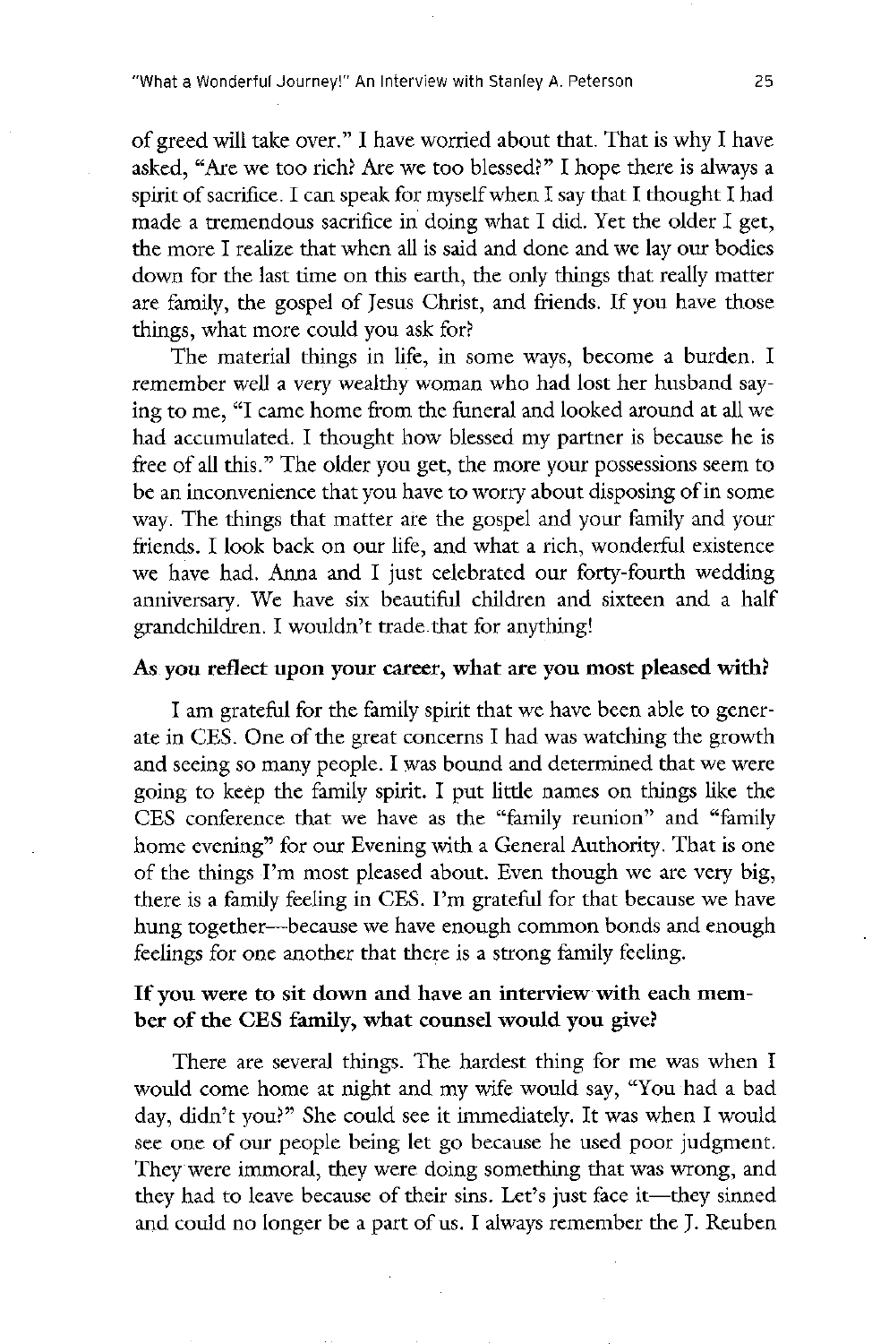of greed will take over." I have worried about that. That is why I have asked, "Are we too rich? Are we too blessed?" I hope there is always a spirit of sacrifice. I can speak for myself when I say that I thought I had made a tremendous sacrifice in doing what I did. Yet the older I get, the more I realize that when all is said and done and we lay our bodies down for the last time on this earth, the only things that really matter are family, the gospel of Jesus Christ, and friends. If you have those things, what more could you ask for?

The material things in life, in some ways, become a burden. I remember well a very wealthy woman who had lost her husband saying to me, "I came home from the funeral and looked around at all we had accumulated. I thought how blessed my partner is because he is free of all this." The older you get, the more your possessions seem to be an inconvenience that you have to worry about disposing of in some way. The things that matter are the gospel and your family and your friends. I look back on our life, and what a rich, wonderful existence we have had. Anna and I just celebrated our forty-fourth wedding anniversary. We have six beautiful children and sixteen and a half grandchildren. I wouldn't trade that for anything!

**As you reflect upon your career, what are you most pleased with?**

I am grateful for the family spirit that we have been able to generate in CES. One of the great concerns I had was watching the growth and seeing so many people. I was bound and determined that we were going to keep the family spirit. I put little names on things like the CES conference that we have as the "family reunion" and "family home evening" for our Evening with a General Authority. That is one of the things I'm most pleased about. Even though we are very big, there is a family feeling in CES. I'm grateful for that because we have hung together—because we have enough common bonds and enough feelings for one another that there is a strong family feeling.

**If you were to sit down and have an interview with each member of the CES family, what counsel would you give?**

There are several things. The hardest thing for me was when I would come home at night and my wife would say, "You had a bad day, didn't you?" She could see it immediately. It was when I would see one of our people being let go because he used poor judgment. They were immoral, they were doing something that was wrong, and they had to leave because of their sins. Let's just face it—they sinned and could no longer be a part of us. I always remember the J. Reuben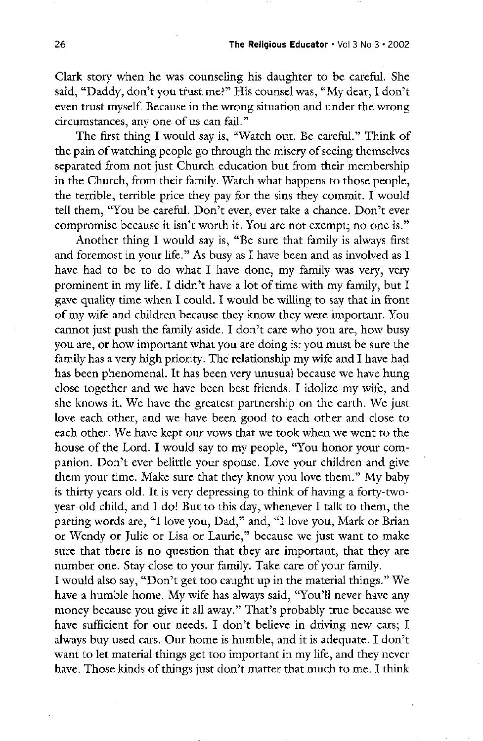Clark story when he was counseling his daughter to be careful. She said, "Daddy, don't you trust me?" His counsel was, "My dear, I don't even trust myself. Because in the wrong situation and under the wrong circumstances, any one of us can fail."

The first thing I would say is, "Watch out. Be careful." Think of the pain of watching people go through the misery of seeing themselves separated from not just Church education but from their membership in the Church, from their family. Watch what happens to those people, the terrible, terrible price they pay for the sins they commit. I would tell them, "You be careful. Don't ever, ever take a chance. Don't ever compromise because it isn't worth it. You are not exempt; no one is."

Another thing I would say is, "Be sure that family is always first and foremost in your life." As busy as I have been and as involved as I have had to be to do what I have done, my family was very, very prominent in my life. I didn't have a lot of time with my family, but I gave quality time when I could. I would be willing to say that in front of my wife and children because they know they were important. You cannot just push the family aside. I don't care who you are, how busy you are, or how important what you are doing is: you must be sure the family has a very high priority. The relationship my wife and I have had has been phenomenal. It has been very unusual because we have hung close together and we have been best friends. I idolize my wife, and she knows it. We have the greatest partnership on the earth. We just love each other, and we have been good to each other and close to each other. We have kept our vows that we took when we went to the house of the Lord. I would say to my people, "You honor your companion. Don't ever belittle your spouse. Love your children and give them your time. Make sure that they know you love them." My baby is thirty years old. It is very depressing to think of having a forty-two-year-old child, and I do! But to this day, whenever I talk to them, the parting words are, "I love you, Dad," and, "I love you, Mark or Brian or Wendy or Julie or Lisa or Laurie," because we just want to make sure that there is no question that they are important, that they are number one. Stay close to your family. Take care of your family.

I would also say, "Don't get too caught up in the material things." We have a humble home. My wife has always said, "You'll never have any money because you give it all away." That's probably true because we have sufficient for our needs. I don't believe in driving new cars; I always buy used cars. Our home is humble, and it is adequate. I don't want to let material things get too important in my life, and they never have. Those kinds of things just don't matter that much to me. I think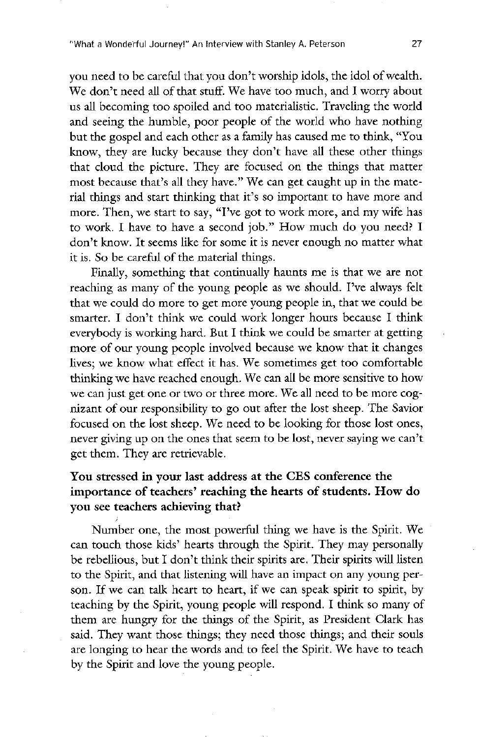you need to be careful that you don't worship idols, the idol of wealth. We don't need all of that stuff. We have too much, and I worry about us all becoming too spoiled and too materialistic. Traveling the world and seeing the humble, poor people of the world who have nothing but the gospel and each other as a family has caused me to think, "You know, they are lucky because they don't have all these other things that cloud the picture. They are focused on the things that matter most because that's all they have." We can get caught up in the material things and start thinking that it's so important to have more and more. Then, we start to say, "I've got to work more, and my wife has to work. I have to have a second job." How much do you need? I don't know. It seems like for some it is never enough no matter what it is. So be careful of the material things.

Finally, something that continually haunts me is that we are not reaching as many of the young people as we should. I've always felt that we could do more to get more young people in, that we could be smarter. I don't think we could work longer hours because I think everybody is working hard. But I think we could be smarter at getting more of our young people involved because we know that it changes lives; we know what effect it has. We sometimes get too comfortable thinking we have reached enough. We can all be more sensitive to how we can just get one or two or three more. We all need to be more cognizant of our responsibility to go out after the lost sheep. The Savior focused on the lost sheep. We need to be looking for those lost ones, never giving up on the ones that seem to be lost, never saying we can't get them. They are retrievable.

**You stressed in your last address at the CES conference the importance of teachers' reaching the hearts of students. How do you see teachers achieving that?**

Number one, the most powerful thing we have is the Spirit. We can touch those kids' hearts through the Spirit. They may personally be rebellious, but I don't think their spirits are. Their spirits will listen to the Spirit, and that listening will have an impact on any young person. If we can talk heart to heart, if we can speak spirit to spirit, by teaching by the Spirit, young people will respond. I think so many of them are hungry for the things of the Spirit, as President Clark has said. They want those things; they need those things; and their souls are longing to hear the words and to feel the Spirit. We have to teach by the Spirit and love the young people.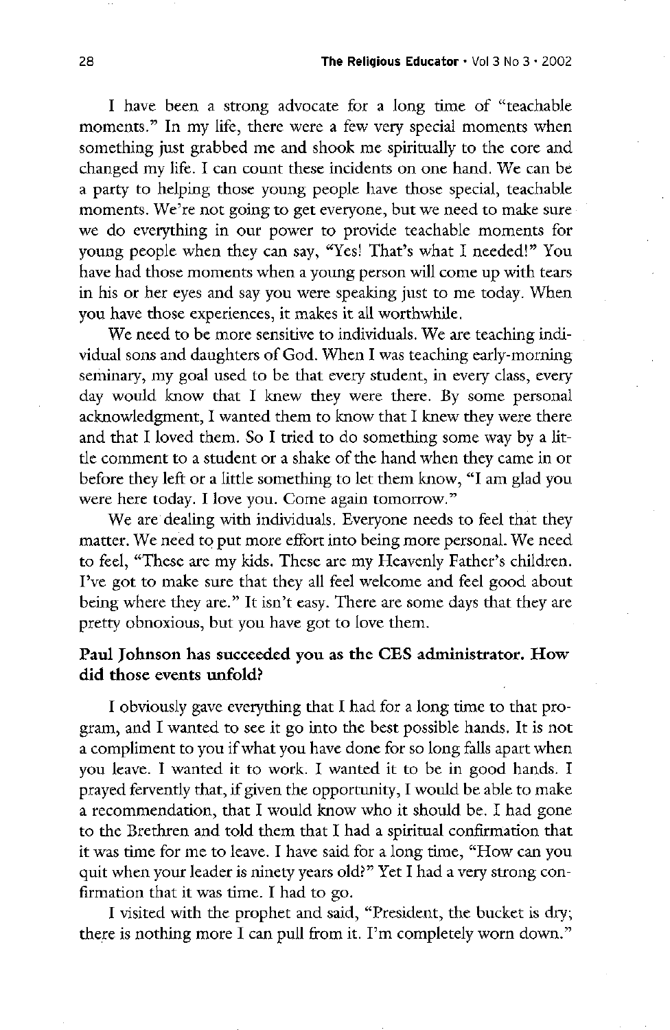I have been a strong advocate for a long time of "teachable moments." In my life, there were a few very special moments when something just grabbed me and shook me spiritually to the core and changed my life. I can count these incidents on one hand. We can be a party to helping those young people have those special, teachable moments. We're not going to get everyone, but we need to make sure we do everything in our power to provide teachable moments for young people when they can say, "Yes! That's what I needed!" You have had those moments when a young person will come up with tears in his or her eyes and say you were speaking just to me today. When you have those experiences, it makes it all worthwhile.

We need to be more sensitive to individuals. We are teaching individual sons and daughters of God. When I was teaching early-morning seminary, my goal used to be that every student, in every class, every day would know that I knew they were there. By some personal acknowledgment, I wanted them to know that I knew they were there and that I loved them. So I tried to do something some way by a little comment to a student or a shake of the hand when they came in or before they left or a little something to let them know, "I am glad you were here today. I love you. Come again tomorrow."

We are dealing with individuals. Everyone needs to feel that they matter. We need to put more effort into being more personal. We need to feel, "These are my kids. These are my Heavenly Father's children. I've got to make sure that they all feel welcome and feel good about being where they are." It isn't easy. There are some days that they are pretty obnoxious, but you have got to love them.

**Paul Johnson has succeeded you as the CES administrator. How did those events unfold?**

I obviously gave everything that I had for a long time to that program, and I wanted to see it go into the best possible hands. It is not a compliment to you if what you have done for so long falls apart when you leave. I wanted it to work. I wanted it to be in good hands. I prayed fervently that, if given the opportunity, I would be able to make a recommendation, that I would know who it should be. I had gone to the Brethren and told them that I had a spiritual confirmation that it was time for me to leave. I have said for a long time, "How can you quit when your leader is ninety years old?" Yet I had a very strong confirmation that it was time. I had to go.

I visited with the prophet and said, "President, the bucket is dry; there is nothing more I can pull from it. I'm completely worn down."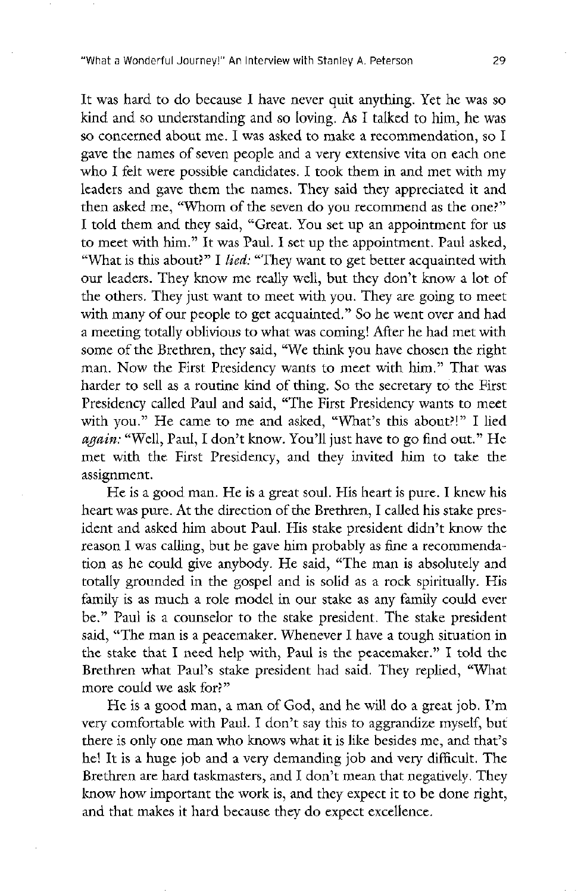It was hard to do because I have never quit anything. Yet he was so kind and so understanding and so loving. As I talked to him, he was so concerned about me. I was asked to make a recommendation, so I gave the names of seven people and a very extensive vita on each one who I felt were possible candidates. I took them in and met with my leaders and gave them the names. They said they appreciated it and then asked me, "Whom of the seven do you recommend as the one?" I told them and they said, "Great. You set up an appointment for us to meet with him." It was Paul. I set up the appointment. Paul asked, "What is this about?" I *lied:* "They want to get better acquainted with our leaders. They know me really well, but they don't know a lot of the others. They just want to meet with you. They are going to meet with many of our people to get acquainted." So he went over and had a meeting totally oblivious to what was coming! After he had met with some of the Brethren, they said, "We think you have chosen the right man. Now the First Presidency wants to meet with him." That was harder to sell as a routine kind of thing. So the secretary to the First Presidency called Paul and said, "The First Presidency wants to meet with you." He came to me and asked, "What's this about?!" I lied *again:* "Well, Paul, I don't know. You'll just have to go find out." He met with the First Presidency, and they invited him to take the assignment.

He is a good man. He is a great soul. His heart is pure. I knew his heart was pure. At the direction of the Brethren, I called his stake president and asked him about Paul. His stake president didn't know the reason I was calling, but he gave him probably as fine a recommendation as he could give anybody. He said, "The man is absolutely and totally grounded in the gospel and is solid as a rock spiritually. His family is as much a role model in our stake as any family could ever be." Paul is a counselor to the stake president. The stake president said, "The man is a peacemaker. Whenever I have a tough situation in the stake that I need help with, Paul is the peacemaker." I told the Brethren what Paul's stake president had said. They replied, "What more could we ask for?"

He is a good man, a man of God, and he will do a great job. I'm very comfortable with Paul. I don't say this to aggrandize myself, but there is only one man who knows what it is like besides me, and that's he! It is a huge job and a very demanding job and very difficult. The Brethren are hard taskmasters, and I don't mean that negatively. They know how important the work is, and they expect it to be done right, and that makes it hard because they do expect excellence.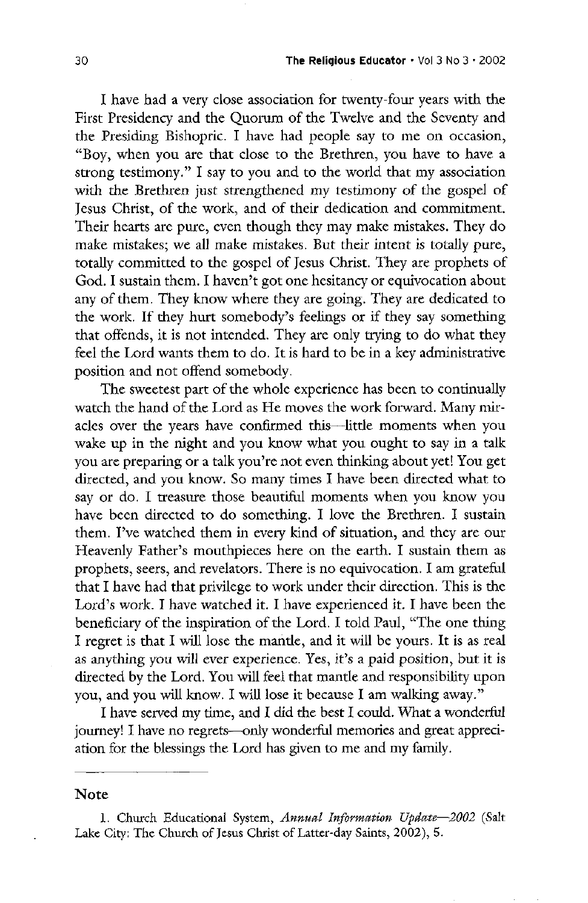I have had a very close association for twenty-four years with the First Presidency and the Quorum of the Twelve and the Seventy and the Presiding Bishopric. I have had people say to me on occasion, "Boy, when you are that close to the Brethren, you have to have a strong testimony." I say to you and to the world that my association with the Brethren just strengthened my testimony of the gospel of Jesus Christ, of the work, and of their dedication and commitment. Their hearts are pure, even though they may make mistakes. They do make mistakes; we all make mistakes. But their intent is totally pure, totally committed to the gospel of Jesus Christ. They are prophets of God. I sustain them. I haven't got one hesitancy or equivocation about any of them. They know where they are going. They are dedicated to the work. If they hurt somebody's feelings or if they say something that offends, it is not intended. They are only trying to do what they feel the Lord wants them to do. It is hard to be in a key administrative position and not offend somebody.

The sweetest part of the whole experience has been to continually watch the hand of the Lord as He moves the work forward. Many miracles over the years have confirmed this—little moments when you wake up in the night and you know what you ought to say in a talk you are preparing or a talk you're not even thinking about yet! You get directed, and you know. So many times I have been directed what to say or do. I treasure those beautiful moments when you know you have been directed to do something. I love the Brethren. I sustain them. I've watched them in every kind of situation, and they are our Heavenly Father's mouthpieces here on the earth. I sustain them as prophets, seers, and revelators. There is no equivocation. I am grateful that I have had that privilege to work under their direction. This is the Lord's work. I have watched it. I have experienced it. I have been the beneficiary of the inspiration of the Lord. I told Paul, "The one thing I regret is that I will lose the mantle, and it will be yours. It is as real as anything you will ever experience. Yes, it's a paid position, but it is directed by the Lord. You will feel that mantle and responsibility upon you, and you will know. I will lose it because I am walking away."

I have served my time, and I did the best I could. What a wonderful journey! I have no regrets—only wonderful memories and great appreciation for the blessings the Lord has given to me and my family.

## Note

1. Church Educational System, *Annual Information Update—2002* (Salt Lake City: The Church of Jesus Christ of Latter-day Saints, 2002), 5.